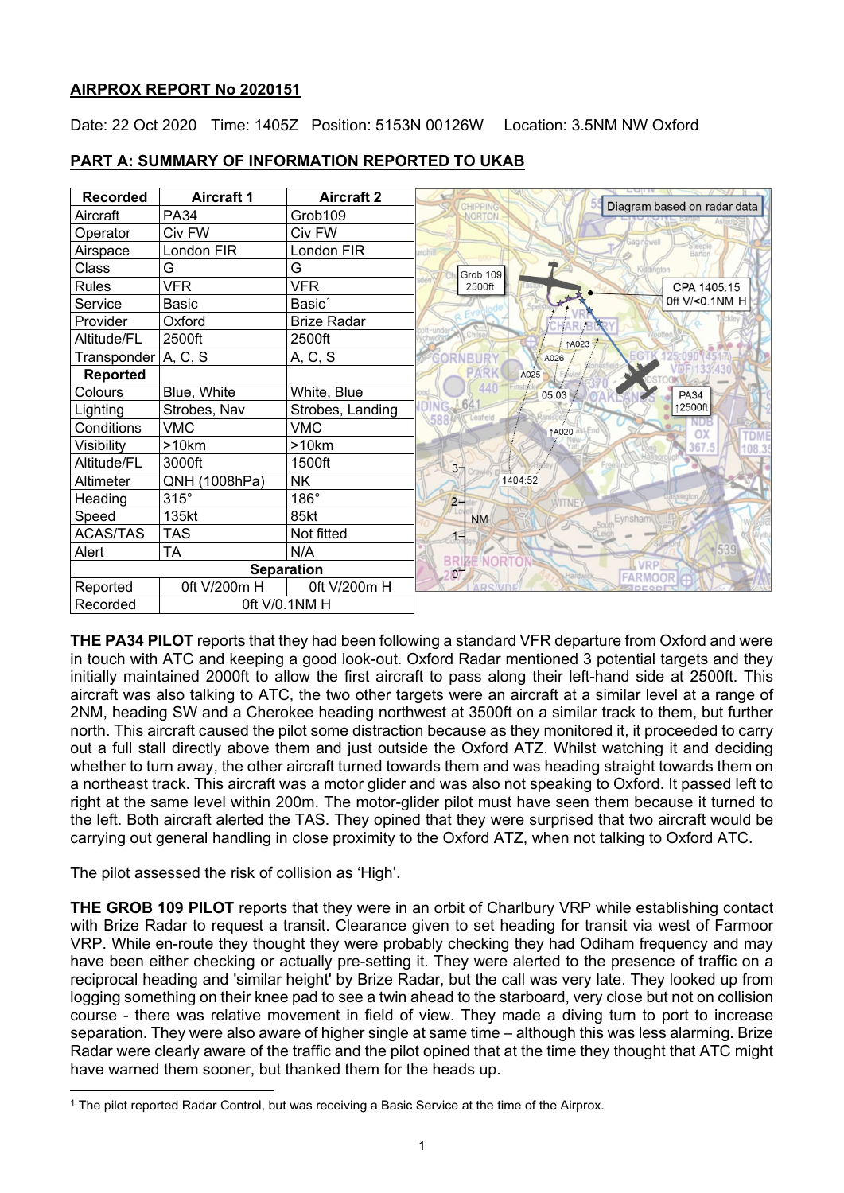# AIRPROX REPORT No 2020151

Date: 22 Oct 2020 Time: 1405Z Position: 5153N 00126W Location: 3.5NM NW Oxford

## PART A: SUMMARY OF INFORMATION REPORTED TO UKAB

| Recorded | Aircraft 1 | Aircraft 2 |
|---|---|---|
| Aircraft | PA34 | Grob109 |
| Operator | Civ FW | Civ FW |
| Airspace | London FIR | London FIR |
| Class | G | G |
| Rules | VFR | VFR |
| Service | Basic | Basic[1] |
| Provider | Oxford | Brize Radar |
| Altitude/FL | 2500ft | 2500ft |
| Transponder | A, C, S | A, C, S |
| **Reported** | | |
| Colours | Blue, White | White, Blue |
| Lighting | Strobes, Nav | Strobes, Landing |
| Conditions | VMC | VMC |
| Visibility | >10km | >10km |
| Altitude/FL | 3000ft | 1500ft |
| Altimeter | QNH (1008hPa) | NK |
| Heading | 315° | 186° |
| Speed | 135kt | 85kt |
| ACAS/TAS | TAS | Not fitted |
| Alert | TA | N/A |
| **Separation** | | |
| Reported | 0ft V/200m H | 0ft V/200m H |
| Recorded | 0ft V/0.1NM H | |

Diagram based on radar data

Grob 109 2500ft — CPA 1405:15 0ft V/<0.1NM H — PA34 ↑2500ft

**THE PA34 PILOT** reports that they had been following a standard VFR departure from Oxford and were in touch with ATC and keeping a good look-out. Oxford Radar mentioned 3 potential targets and they initially maintained 2000ft to allow the first aircraft to pass along their left-hand side at 2500ft. This aircraft was also talking to ATC, the two other targets were an aircraft at a similar level at a range of 2NM, heading SW and a Cherokee heading northwest at 3500ft on a similar track to them, but further north. This aircraft caused the pilot some distraction because as they monitored it, it proceeded to carry out a full stall directly above them and just outside the Oxford ATZ. Whilst watching it and deciding whether to turn away, the other aircraft turned towards them and was heading straight towards them on a northeast track. This aircraft was a motor glider and was also not speaking to Oxford. It passed left to right at the same level within 200m. The motor-glider pilot must have seen them because it turned to the left. Both aircraft alerted the TAS. They opined that they were surprised that two aircraft would be carrying out general handling in close proximity to the Oxford ATZ, when not talking to Oxford ATC.

The pilot assessed the risk of collision as 'High'.

**THE GROB 109 PILOT** reports that they were in an orbit of Charlbury VRP while establishing contact with Brize Radar to request a transit. Clearance given to set heading for transit via west of Farmoor VRP. While en-route they thought they were probably checking they had Odiham frequency and may have been either checking or actually pre-setting it. They were alerted to the presence of traffic on a reciprocal heading and 'similar height' by Brize Radar, but the call was very late. They looked up from logging something on their knee pad to see a twin ahead to the starboard, very close but not on collision course - there was relative movement in field of view. They made a diving turn to port to increase separation. They were also aware of higher single at same time – although this was less alarming. Brize Radar were clearly aware of the traffic and the pilot opined that at the time they thought that ATC might have warned them sooner, but thanked them for the heads up.

[1] The pilot reported Radar Control, but was receiving a Basic Service at the time of the Airprox.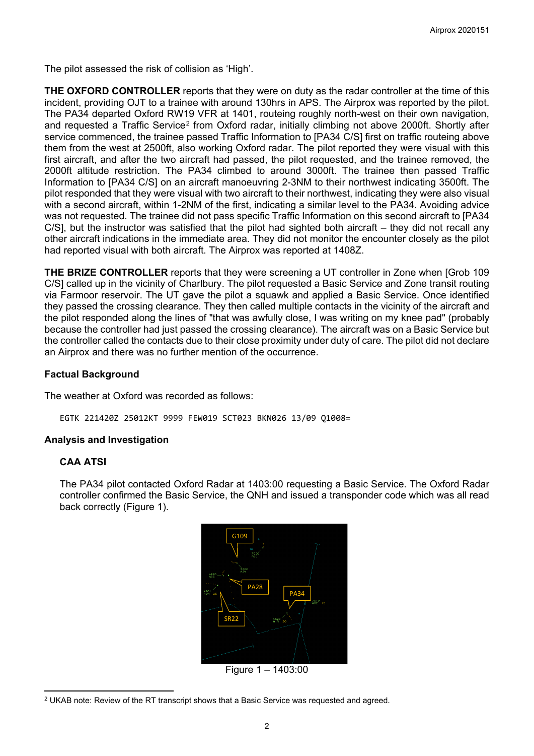The pilot assessed the risk of collision as 'High'.

**THE OXFORD CONTROLLER** reports that they were on duty as the radar controller at the time of this incident, providing OJT to a trainee with around 130hrs in APS. The Airprox was reported by the pilot. The PA34 departed Oxford RW19 VFR at 1401, routeing roughly north-west on their own navigation, and requested a Traffic Service[2] from Oxford radar, initially climbing not above 2000ft. Shortly after service commenced, the trainee passed Traffic Information to [PA34 C/S] first on traffic routeing above them from the west at 2500ft, also working Oxford radar. The pilot reported they were visual with this first aircraft, and after the two aircraft had passed, the pilot requested, and the trainee removed, the 2000ft altitude restriction. The PA34 climbed to around 3000ft. The trainee then passed Traffic Information to [PA34 C/S] on an aircraft manoeuvring 2-3NM to their northwest indicating 3500ft. The pilot responded that they were visual with two aircraft to their northwest, indicating they were also visual with a second aircraft, within 1-2NM of the first, indicating a similar level to the PA34. Avoiding advice was not requested. The trainee did not pass specific Traffic Information on this second aircraft to [PA34 C/S], but the instructor was satisfied that the pilot had sighted both aircraft – they did not recall any other aircraft indications in the immediate area. They did not monitor the encounter closely as the pilot had reported visual with both aircraft. The Airprox was reported at 1408Z.

**THE BRIZE CONTROLLER** reports that they were screening a UT controller in Zone when [Grob 109 C/S] called up in the vicinity of Charlbury. The pilot requested a Basic Service and Zone transit routing via Farmoor reservoir. The UT gave the pilot a squawk and applied a Basic Service. Once identified they passed the crossing clearance. They then called multiple contacts in the vicinity of the aircraft and the pilot responded along the lines of "that was awfully close, I was writing on my knee pad" (probably because the controller had just passed the crossing clearance). The aircraft was on a Basic Service but the controller called the contacts due to their close proximity under duty of care. The pilot did not declare an Airprox and there was no further mention of the occurrence.

### Factual Background

The weather at Oxford was recorded as follows:

```
EGTK 221420Z 25012KT 9999 FEW019 SCT023 BKN026 13/09 Q1008=
```

### Analysis and Investigation

#### CAA ATSI

The PA34 pilot contacted Oxford Radar at 1403:00 requesting a Basic Service. The Oxford Radar controller confirmed the Basic Service, the QNH and issued a transponder code which was all read back correctly (Figure 1).

Figure 1 – 1403:00

[2] UKAB note: Review of the RT transcript shows that a Basic Service was requested and agreed.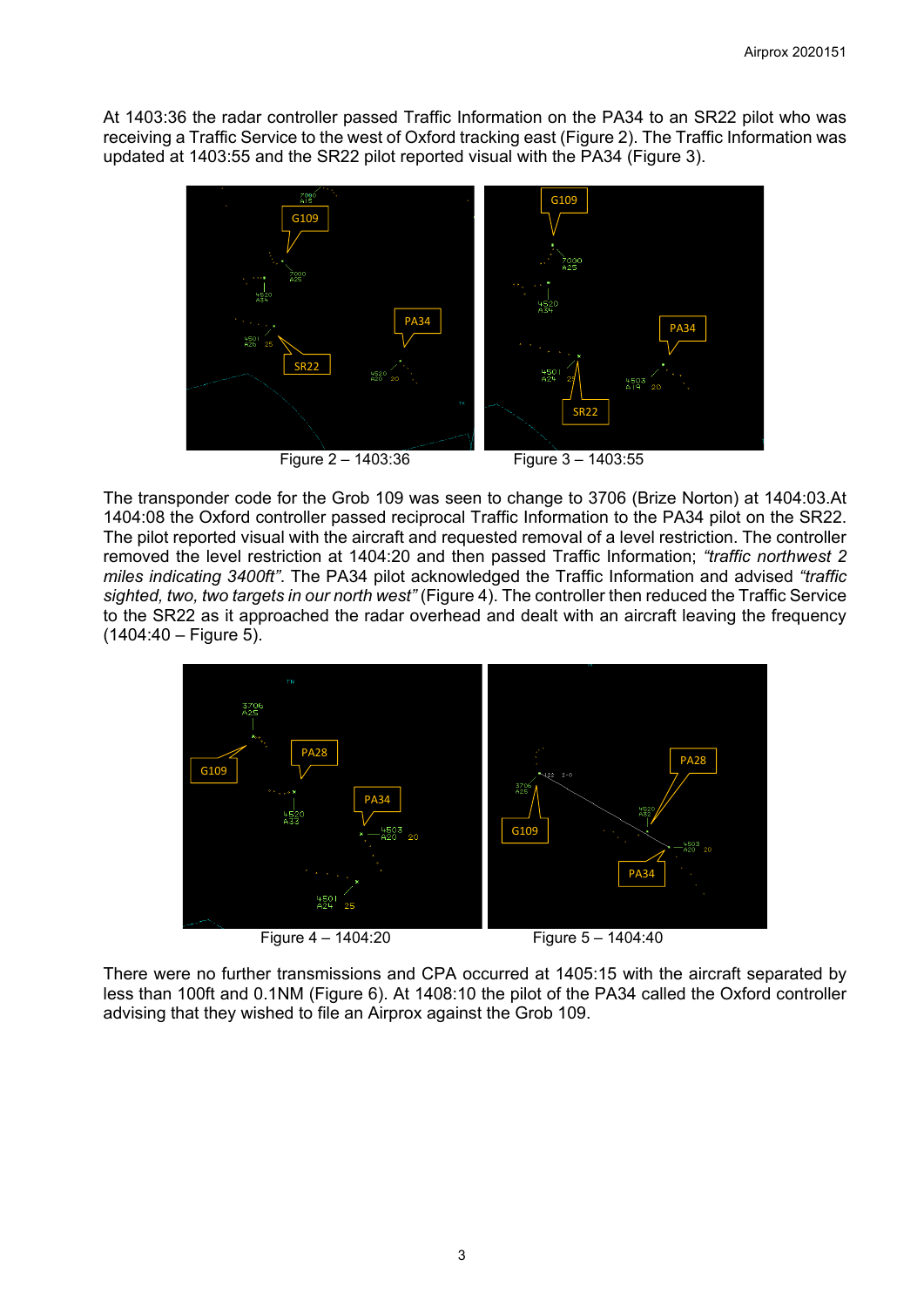At 1403:36 the radar controller passed Traffic Information on the PA34 to an SR22 pilot who was receiving a Traffic Service to the west of Oxford tracking east (Figure 2). The Traffic Information was updated at 1403:55 and the SR22 pilot reported visual with the PA34 (Figure 3).

Figure 2 – 1403:36

Figure 3 – 1403:55

The transponder code for the Grob 109 was seen to change to 3706 (Brize Norton) at 1404:03. At 1404:08 the Oxford controller passed reciprocal Traffic Information to the PA34 pilot on the SR22. The pilot reported visual with the aircraft and requested removal of a level restriction. The controller removed the level restriction at 1404:20 and then passed Traffic Information; *"traffic northwest 2 miles indicating 3400ft"*. The PA34 pilot acknowledged the Traffic Information and advised *"traffic sighted, two, two targets in our north west"* (Figure 4). The controller then reduced the Traffic Service to the SR22 as it approached the radar overhead and dealt with an aircraft leaving the frequency (1404:40 – Figure 5).

Figure 4 – 1404:20

Figure 5 – 1404:40

There were no further transmissions and CPA occurred at 1405:15 with the aircraft separated by less than 100ft and 0.1NM (Figure 6). At 1408:10 the pilot of the PA34 called the Oxford controller advising that they wished to file an Airprox against the Grob 109.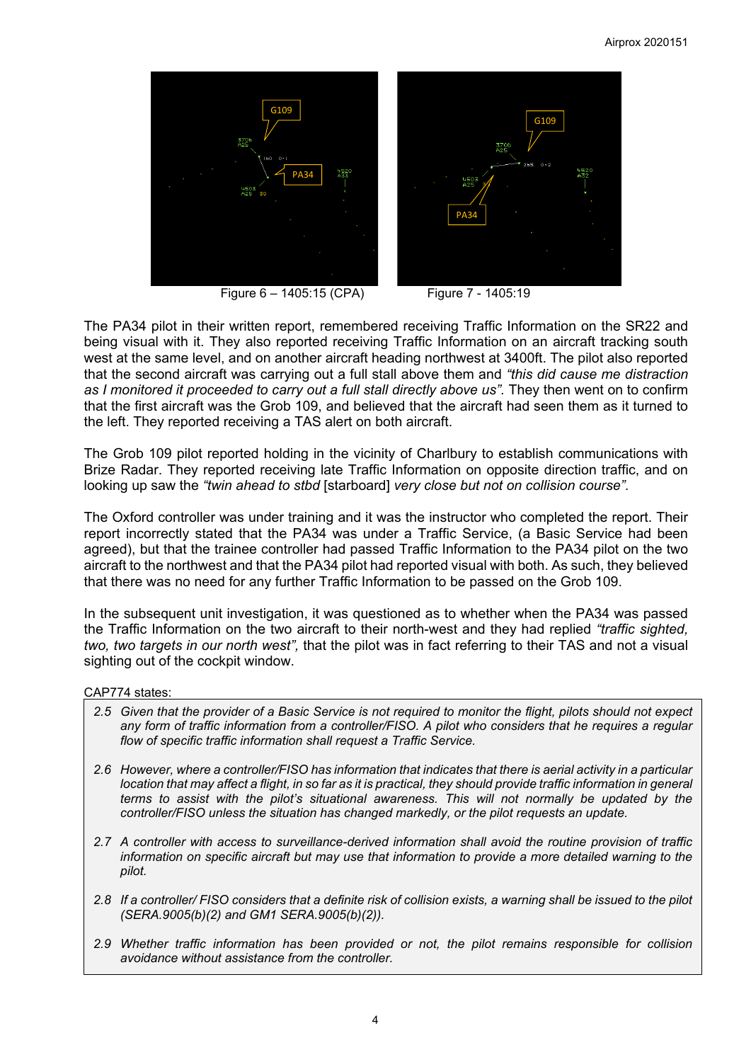Figure 6 – 1405:15 (CPA)

Figure 7 - 1405:19

The PA34 pilot in their written report, remembered receiving Traffic Information on the SR22 and being visual with it. They also reported receiving Traffic Information on an aircraft tracking south west at the same level, and on another aircraft heading northwest at 3400ft. The pilot also reported that the second aircraft was carrying out a full stall above them and *"this did cause me distraction as I monitored it proceeded to carry out a full stall directly above us"*. They then went on to confirm that the first aircraft was the Grob 109, and believed that the aircraft had seen them as it turned to the left. They reported receiving a TAS alert on both aircraft.

The Grob 109 pilot reported holding in the vicinity of Charlbury to establish communications with Brize Radar. They reported receiving late Traffic Information on opposite direction traffic, and on looking up saw the *"twin ahead to stbd* [starboard] *very close but not on collision course"*.

The Oxford controller was under training and it was the instructor who completed the report. Their report incorrectly stated that the PA34 was under a Traffic Service, (a Basic Service had been agreed), but that the trainee controller had passed Traffic Information to the PA34 pilot on the two aircraft to the northwest and that the PA34 pilot had reported visual with both. As such, they believed that there was no need for any further Traffic Information to be passed on the Grob 109.

In the subsequent unit investigation, it was questioned as to whether when the PA34 was passed the Traffic Information on the two aircraft to their north-west and they had replied *"traffic sighted, two, two targets in our north west"*, that the pilot was in fact referring to their TAS and not a visual sighting out of the cockpit window.

CAP774 states:

> 2.5 *Given that the provider of a Basic Service is not required to monitor the flight, pilots should not expect any form of traffic information from a controller/FISO. A pilot who considers that he requires a regular flow of specific traffic information shall request a Traffic Service.*
>
> 2.6 *However, where a controller/FISO has information that indicates that there is aerial activity in a particular location that may affect a flight, in so far as it is practical, they should provide traffic information in general terms to assist with the pilot's situational awareness. This will not normally be updated by the controller/FISO unless the situation has changed markedly, or the pilot requests an update.*
>
> 2.7 *A controller with access to surveillance-derived information shall avoid the routine provision of traffic information on specific aircraft but may use that information to provide a more detailed warning to the pilot.*
>
> 2.8 *If a controller/ FISO considers that a definite risk of collision exists, a warning shall be issued to the pilot (SERA.9005(b)(2) and GM1 SERA.9005(b)(2)).*
>
> 2.9 *Whether traffic information has been provided or not, the pilot remains responsible for collision avoidance without assistance from the controller.*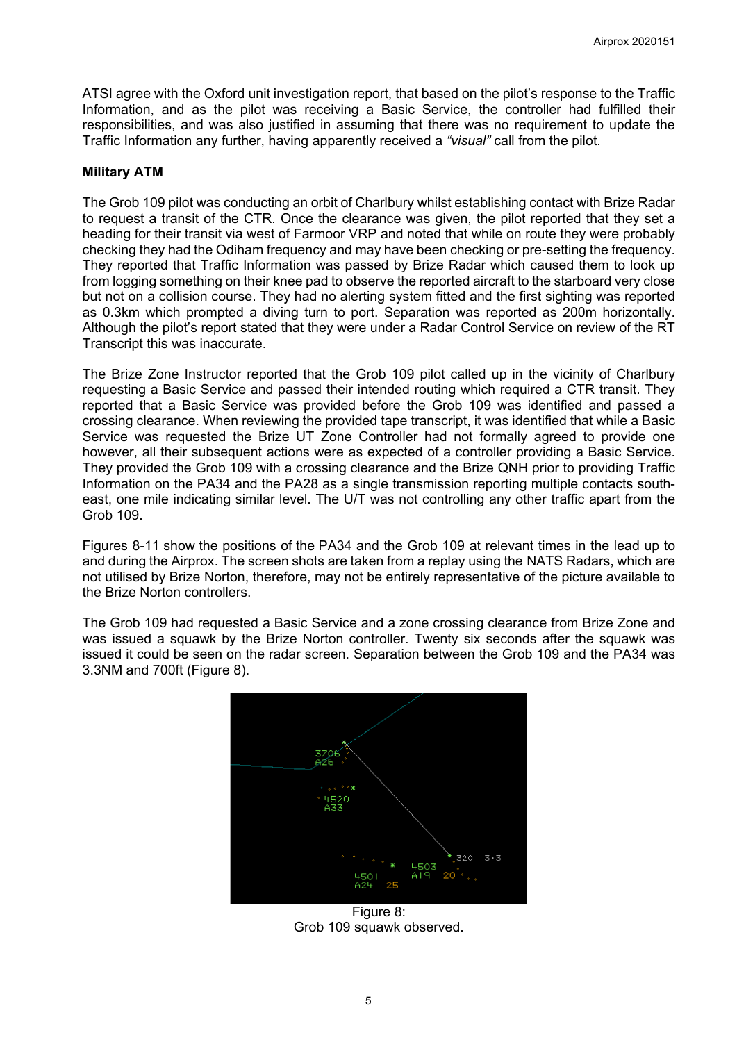ATSI agree with the Oxford unit investigation report, that based on the pilot's response to the Traffic Information, and as the pilot was receiving a Basic Service, the controller had fulfilled their responsibilities, and was also justified in assuming that there was no requirement to update the Traffic Information any further, having apparently received a *"visual"* call from the pilot.

**Military ATM**

The Grob 109 pilot was conducting an orbit of Charlbury whilst establishing contact with Brize Radar to request a transit of the CTR. Once the clearance was given, the pilot reported that they set a heading for their transit via west of Farmoor VRP and noted that while on route they were probably checking they had the Odiham frequency and may have been checking or pre-setting the frequency. They reported that Traffic Information was passed by Brize Radar which caused them to look up from logging something on their knee pad to observe the reported aircraft to the starboard very close but not on a collision course. They had no alerting system fitted and the first sighting was reported as 0.3km which prompted a diving turn to port. Separation was reported as 200m horizontally. Although the pilot's report stated that they were under a Radar Control Service on review of the RT Transcript this was inaccurate.

The Brize Zone Instructor reported that the Grob 109 pilot called up in the vicinity of Charlbury requesting a Basic Service and passed their intended routing which required a CTR transit. They reported that a Basic Service was provided before the Grob 109 was identified and passed a crossing clearance. When reviewing the provided tape transcript, it was identified that while a Basic Service was requested the Brize UT Zone Controller had not formally agreed to provide one however, all their subsequent actions were as expected of a controller providing a Basic Service. They provided the Grob 109 with a crossing clearance and the Brize QNH prior to providing Traffic Information on the PA34 and the PA28 as a single transmission reporting multiple contacts south-east, one mile indicating similar level. The U/T was not controlling any other traffic apart from the Grob 109.

Figures 8-11 show the positions of the PA34 and the Grob 109 at relevant times in the lead up to and during the Airprox. The screen shots are taken from a replay using the NATS Radars, which are not utilised by Brize Norton, therefore, may not be entirely representative of the picture available to the Brize Norton controllers.

The Grob 109 had requested a Basic Service and a zone crossing clearance from Brize Zone and was issued a squawk by the Brize Norton controller. Twenty six seconds after the squawk was issued it could be seen on the radar screen. Separation between the Grob 109 and the PA34 was 3.3NM and 700ft (Figure 8).

Figure 8:
Grob 109 squawk observed.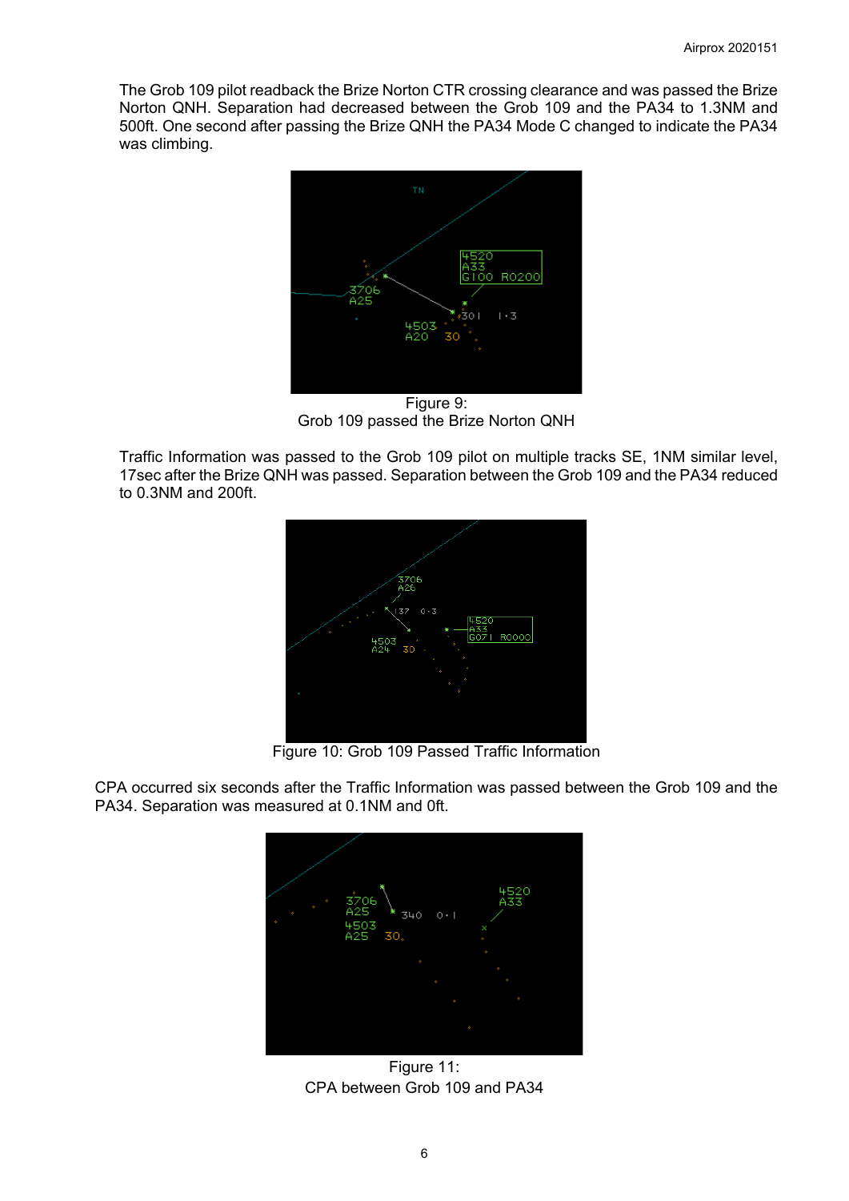The Grob 109 pilot readback the Brize Norton CTR crossing clearance and was passed the Brize Norton QNH. Separation had decreased between the Grob 109 and the PA34 to 1.3NM and 500ft. One second after passing the Brize QNH the PA34 Mode C changed to indicate the PA34 was climbing.

Figure 9:
Grob 109 passed the Brize Norton QNH

Traffic Information was passed to the Grob 109 pilot on multiple tracks SE, 1NM similar level, 17sec after the Brize QNH was passed. Separation between the Grob 109 and the PA34 reduced to 0.3NM and 200ft.

Figure 10: Grob 109 Passed Traffic Information

CPA occurred six seconds after the Traffic Information was passed between the Grob 109 and the PA34. Separation was measured at 0.1NM and 0ft.

Figure 11:
CPA between Grob 109 and PA34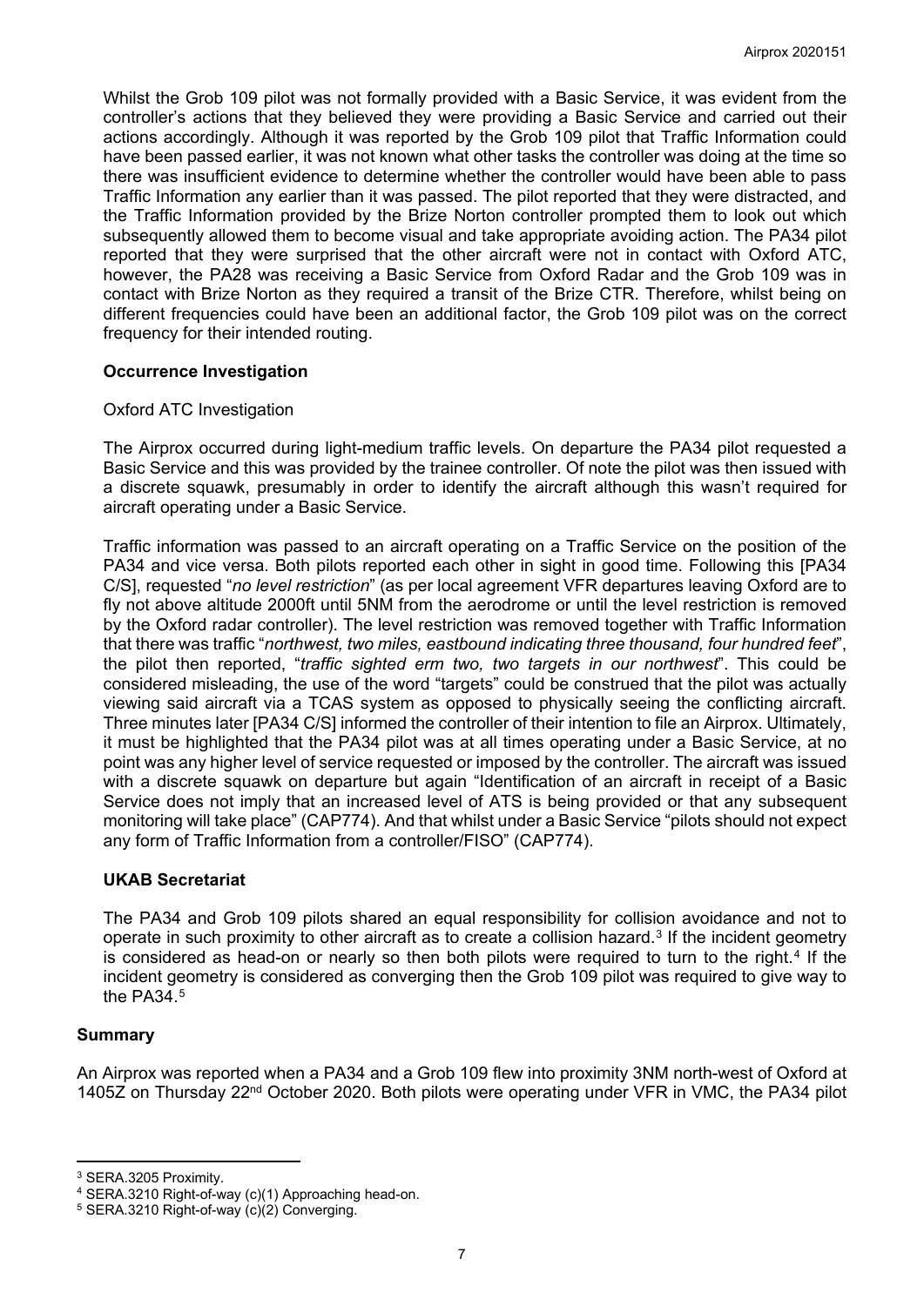Whilst the Grob 109 pilot was not formally provided with a Basic Service, it was evident from the controller's actions that they believed they were providing a Basic Service and carried out their actions accordingly. Although it was reported by the Grob 109 pilot that Traffic Information could have been passed earlier, it was not known what other tasks the controller was doing at the time so there was insufficient evidence to determine whether the controller would have been able to pass Traffic Information any earlier than it was passed. The pilot reported that they were distracted, and the Traffic Information provided by the Brize Norton controller prompted them to look out which subsequently allowed them to become visual and take appropriate avoiding action. The PA34 pilot reported that they were surprised that the other aircraft were not in contact with Oxford ATC, however, the PA28 was receiving a Basic Service from Oxford Radar and the Grob 109 was in contact with Brize Norton as they required a transit of the Brize CTR. Therefore, whilst being on different frequencies could have been an additional factor, the Grob 109 pilot was on the correct frequency for their intended routing.

### Occurrence Investigation

Oxford ATC Investigation

The Airprox occurred during light-medium traffic levels. On departure the PA34 pilot requested a Basic Service and this was provided by the trainee controller. Of note the pilot was then issued with a discrete squawk, presumably in order to identify the aircraft although this wasn't required for aircraft operating under a Basic Service.

Traffic information was passed to an aircraft operating on a Traffic Service on the position of the PA34 and vice versa. Both pilots reported each other in sight in good time. Following this [PA34 C/S], requested "*no level restriction*" (as per local agreement VFR departures leaving Oxford are to fly not above altitude 2000ft until 5NM from the aerodrome or until the level restriction is removed by the Oxford radar controller). The level restriction was removed together with Traffic Information that there was traffic "*northwest, two miles, eastbound indicating three thousand, four hundred feet*", the pilot then reported, "*traffic sighted erm two, two targets in our northwest*". This could be considered misleading, the use of the word "targets" could be construed that the pilot was actually viewing said aircraft via a TCAS system as opposed to physically seeing the conflicting aircraft. Three minutes later [PA34 C/S] informed the controller of their intention to file an Airprox. Ultimately, it must be highlighted that the PA34 pilot was at all times operating under a Basic Service, at no point was any higher level of service requested or imposed by the controller. The aircraft was issued with a discrete squawk on departure but again "Identification of an aircraft in receipt of a Basic Service does not imply that an increased level of ATS is being provided or that any subsequent monitoring will take place" (CAP774). And that whilst under a Basic Service "pilots should not expect any form of Traffic Information from a controller/FISO" (CAP774).

### UKAB Secretariat

The PA34 and Grob 109 pilots shared an equal responsibility for collision avoidance and not to operate in such proximity to other aircraft as to create a collision hazard.[3] If the incident geometry is considered as head-on or nearly so then both pilots were required to turn to the right.[4] If the incident geometry is considered as converging then the Grob 109 pilot was required to give way to the PA34.[5]

## Summary

An Airprox was reported when a PA34 and a Grob 109 flew into proximity 3NM north-west of Oxford at 1405Z on Thursday 22nd October 2020. Both pilots were operating under VFR in VMC, the PA34 pilot

---

[3] SERA.3205 Proximity.

[4] SERA.3210 Right-of-way (c)(1) Approaching head-on.

[5] SERA.3210 Right-of-way (c)(2) Converging.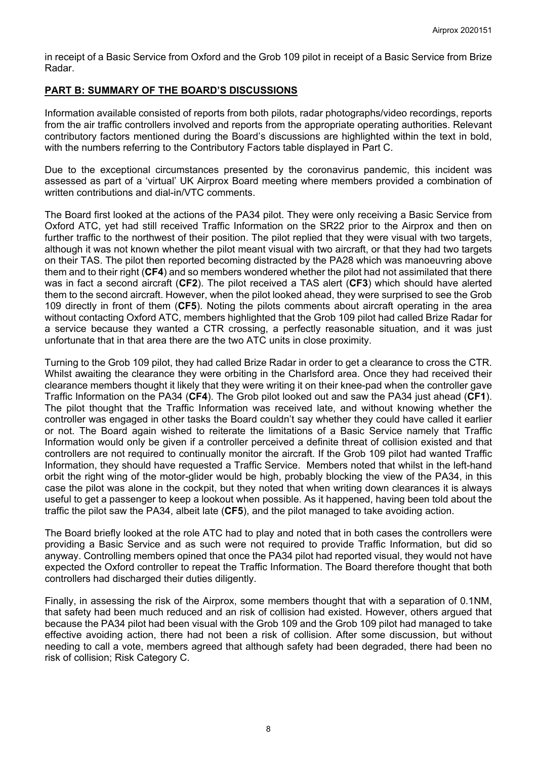in receipt of a Basic Service from Oxford and the Grob 109 pilot in receipt of a Basic Service from Brize Radar.

## PART B: SUMMARY OF THE BOARD'S DISCUSSIONS

Information available consisted of reports from both pilots, radar photographs/video recordings, reports from the air traffic controllers involved and reports from the appropriate operating authorities. Relevant contributory factors mentioned during the Board's discussions are highlighted within the text in bold, with the numbers referring to the Contributory Factors table displayed in Part C.

Due to the exceptional circumstances presented by the coronavirus pandemic, this incident was assessed as part of a 'virtual' UK Airprox Board meeting where members provided a combination of written contributions and dial-in/VTC comments.

The Board first looked at the actions of the PA34 pilot. They were only receiving a Basic Service from Oxford ATC, yet had still received Traffic Information on the SR22 prior to the Airprox and then on further traffic to the northwest of their position. The pilot replied that they were visual with two targets, although it was not known whether the pilot meant visual with two aircraft, or that they had two targets on their TAS. The pilot then reported becoming distracted by the PA28 which was manoeuvring above them and to their right (**CF4**) and so members wondered whether the pilot had not assimilated that there was in fact a second aircraft (**CF2**). The pilot received a TAS alert (**CF3**) which should have alerted them to the second aircraft. However, when the pilot looked ahead, they were surprised to see the Grob 109 directly in front of them (**CF5**). Noting the pilots comments about aircraft operating in the area without contacting Oxford ATC, members highlighted that the Grob 109 pilot had called Brize Radar for a service because they wanted a CTR crossing, a perfectly reasonable situation, and it was just unfortunate that in that area there are the two ATC units in close proximity.

Turning to the Grob 109 pilot, they had called Brize Radar in order to get a clearance to cross the CTR. Whilst awaiting the clearance they were orbiting in the Charlsford area. Once they had received their clearance members thought it likely that they were writing it on their knee-pad when the controller gave Traffic Information on the PA34 (**CF4**). The Grob pilot looked out and saw the PA34 just ahead (**CF1**). The pilot thought that the Traffic Information was received late, and without knowing whether the controller was engaged in other tasks the Board couldn't say whether they could have called it earlier or not. The Board again wished to reiterate the limitations of a Basic Service namely that Traffic Information would only be given if a controller perceived a definite threat of collision existed and that controllers are not required to continually monitor the aircraft. If the Grob 109 pilot had wanted Traffic Information, they should have requested a Traffic Service. Members noted that whilst in the left-hand orbit the right wing of the motor-glider would be high, probably blocking the view of the PA34, in this case the pilot was alone in the cockpit, but they noted that when writing down clearances it is always useful to get a passenger to keep a lookout when possible. As it happened, having been told about the traffic the pilot saw the PA34, albeit late (**CF5**), and the pilot managed to take avoiding action.

The Board briefly looked at the role ATC had to play and noted that in both cases the controllers were providing a Basic Service and as such were not required to provide Traffic Information, but did so anyway. Controlling members opined that once the PA34 pilot had reported visual, they would not have expected the Oxford controller to repeat the Traffic Information. The Board therefore thought that both controllers had discharged their duties diligently.

Finally, in assessing the risk of the Airprox, some members thought that with a separation of 0.1NM, that safety had been much reduced and an risk of collision had existed. However, others argued that because the PA34 pilot had been visual with the Grob 109 and the Grob 109 pilot had managed to take effective avoiding action, there had not been a risk of collision. After some discussion, but without needing to call a vote, members agreed that although safety had been degraded, there had been no risk of collision; Risk Category C.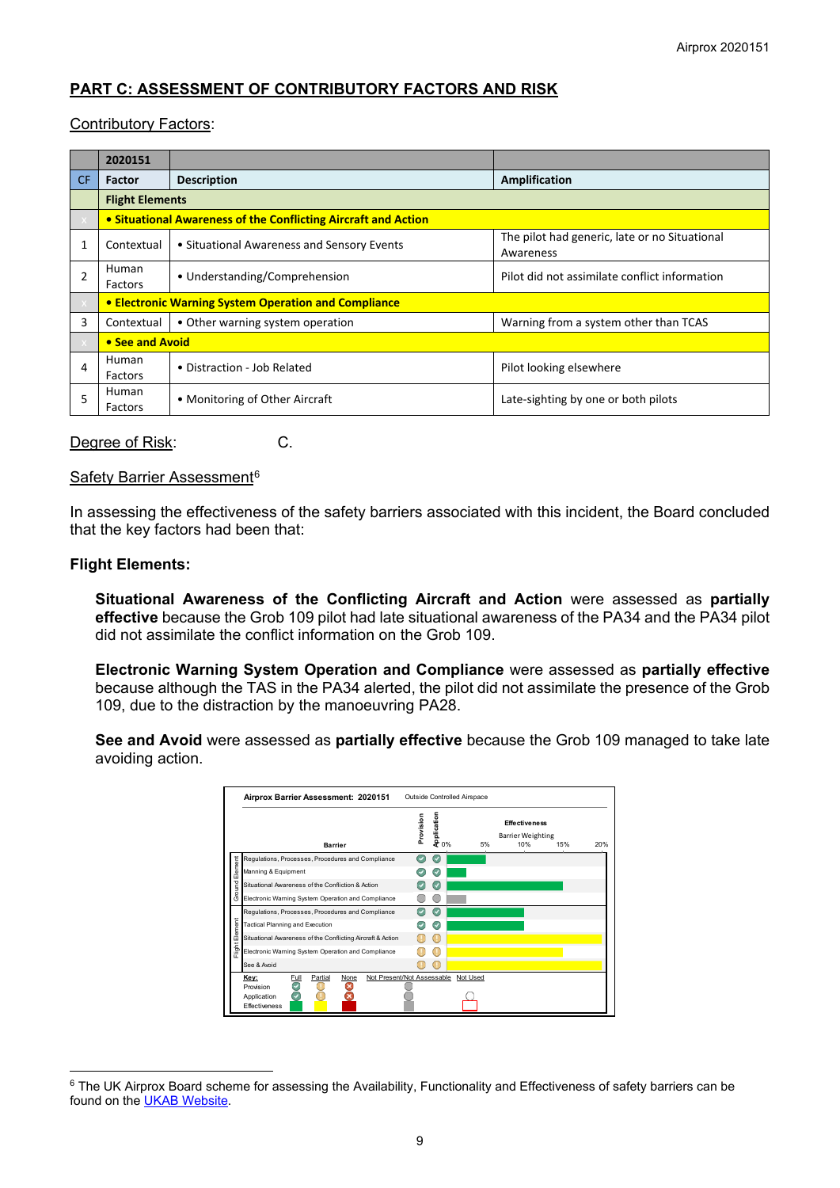## PART C: ASSESSMENT OF CONTRIBUTORY FACTORS AND RISK

Contributory Factors:

| | 2020151 | | |
|---|---|---|---|
| CF | Factor | Description | Amplification |
| | Flight Elements | | |
| x | • Situational Awareness of the Conflicting Aircraft and Action | | |
| 1 | Contextual | • Situational Awareness and Sensory Events | The pilot had generic, late or no Situational Awareness |
| 2 | Human Factors | • Understanding/Comprehension | Pilot did not assimilate conflict information |
| x | • Electronic Warning System Operation and Compliance | | |
| 3 | Contextual | • Other warning system operation | Warning from a system other than TCAS |
| x | • See and Avoid | | |
| 4 | Human Factors | • Distraction - Job Related | Pilot looking elsewhere |
| 5 | Human Factors | • Monitoring of Other Aircraft | Late-sighting by one or both pilots |

Degree of Risk: C.

Safety Barrier Assessment[6]

In assessing the effectiveness of the safety barriers associated with this incident, the Board concluded that the key factors had been that:

**Flight Elements:**

**Situational Awareness of the Conflicting Aircraft and Action** were assessed as **partially effective** because the Grob 109 pilot had late situational awareness of the PA34 and the PA34 pilot did not assimilate the conflict information on the Grob 109.

**Electronic Warning System Operation and Compliance** were assessed as **partially effective** because although the TAS in the PA34 alerted, the pilot did not assimilate the presence of the Grob 109, due to the distraction by the manoeuvring PA28.

**See and Avoid** were assessed as **partially effective** because the Grob 109 managed to take late avoiding action.

Airprox Barrier Assessment: 2020151
Outside Controlled Airspace
Barrier
Provision
Application
Effectiveness
Barrier Weighting
0%
5%
10%
15%
20%
Ground Element
Regulations, Processes, Procedures and Compliance
Manning & Equipment
Situational Awareness of the Confliction & Action
Electronic Warning System Operation and Compliance
Flight Element
Regulations, Processes, Procedures and Compliance
Tactical Planning and Execution
Situational Awareness of the Conflicting Aircraft & Action
Electronic Warning System Operation and Compliance
See & Avoid
Key:
Full
Partial
None
Not Present/Not Assessable
Not Used
Provision
Application
Effectiveness

---

[6] The UK Airprox Board scheme for assessing the Availability, Functionality and Effectiveness of safety barriers can be found on the UKAB Website.